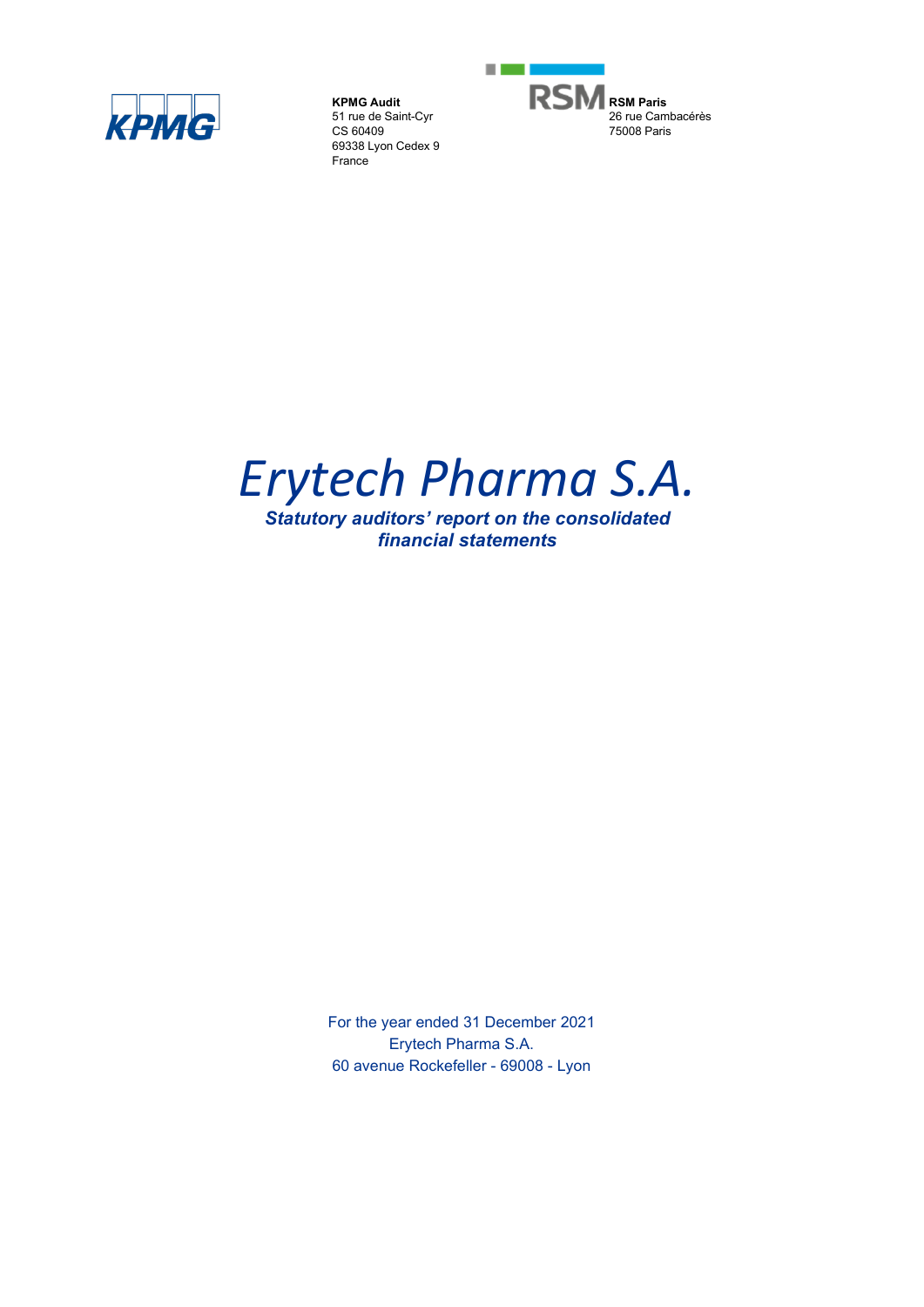**KPMG Audit**
51 rue de Saint-Cyr
CS 60409
69338 Lyon Cedex 9
France

**RSM Paris**
26 rue Cambacérès
75008 Paris

# *Erytech Pharma S.A.*

***Statutory auditors' report on the consolidated financial statements***

For the year ended 31 December 2021
Erytech Pharma S.A.
60 avenue Rockefeller - 69008 - Lyon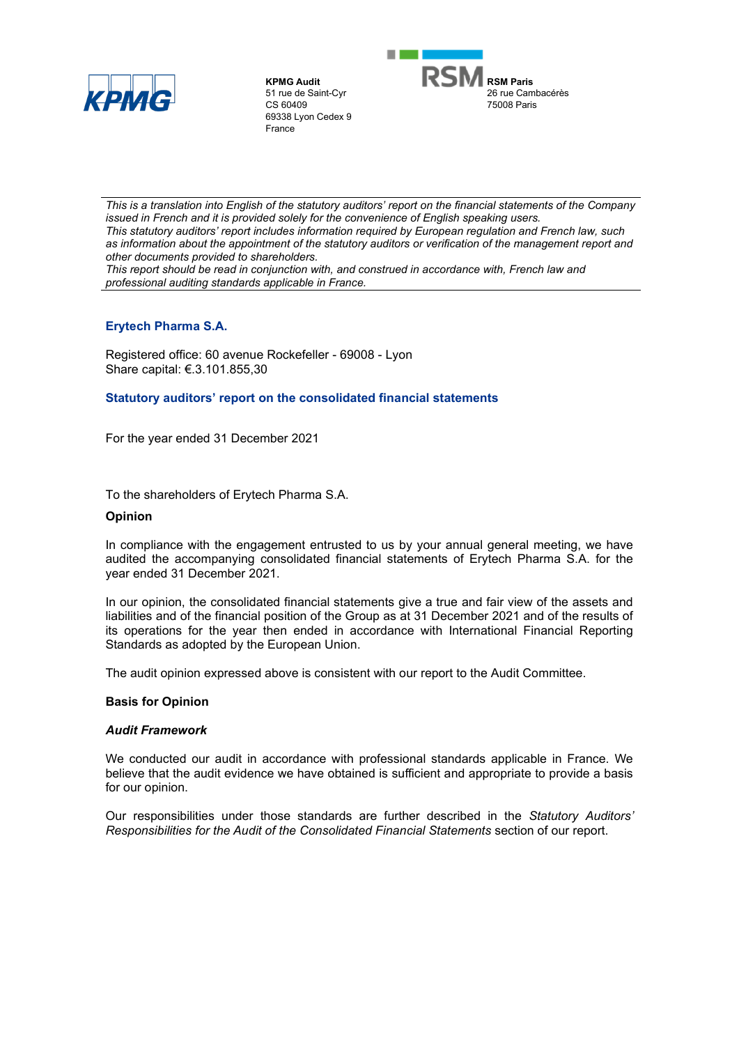**KPMG Audit**
51 rue de Saint-Cyr
CS 60409
69338 Lyon Cedex 9
France

**RSM Paris**
26 rue Cambacérès
75008 Paris

---

*This is a translation into English of the statutory auditors' report on the financial statements of the Company issued in French and it is provided solely for the convenience of English speaking users.*
*This statutory auditors' report includes information required by European regulation and French law, such as information about the appointment of the statutory auditors or verification of the management report and other documents provided to shareholders.*
*This report should be read in conjunction with, and construed in accordance with, French law and professional auditing standards applicable in France.*

---

## Erytech Pharma S.A.

Registered office: 60 avenue Rockefeller - 69008 - Lyon
Share capital: €.3.101.855,30

## Statutory auditors' report on the consolidated financial statements

For the year ended 31 December 2021

To the shareholders of Erytech Pharma S.A.

### Opinion

In compliance with the engagement entrusted to us by your annual general meeting, we have audited the accompanying consolidated financial statements of Erytech Pharma S.A. for the year ended 31 December 2021.

In our opinion, the consolidated financial statements give a true and fair view of the assets and liabilities and of the financial position of the Group as at 31 December 2021 and of the results of its operations for the year then ended in accordance with International Financial Reporting Standards as adopted by the European Union.

The audit opinion expressed above is consistent with our report to the Audit Committee.

### Basis for Opinion

#### *Audit Framework*

We conducted our audit in accordance with professional standards applicable in France. We believe that the audit evidence we have obtained is sufficient and appropriate to provide a basis for our opinion.

Our responsibilities under those standards are further described in the *Statutory Auditors' Responsibilities for the Audit of the Consolidated Financial Statements* section of our report.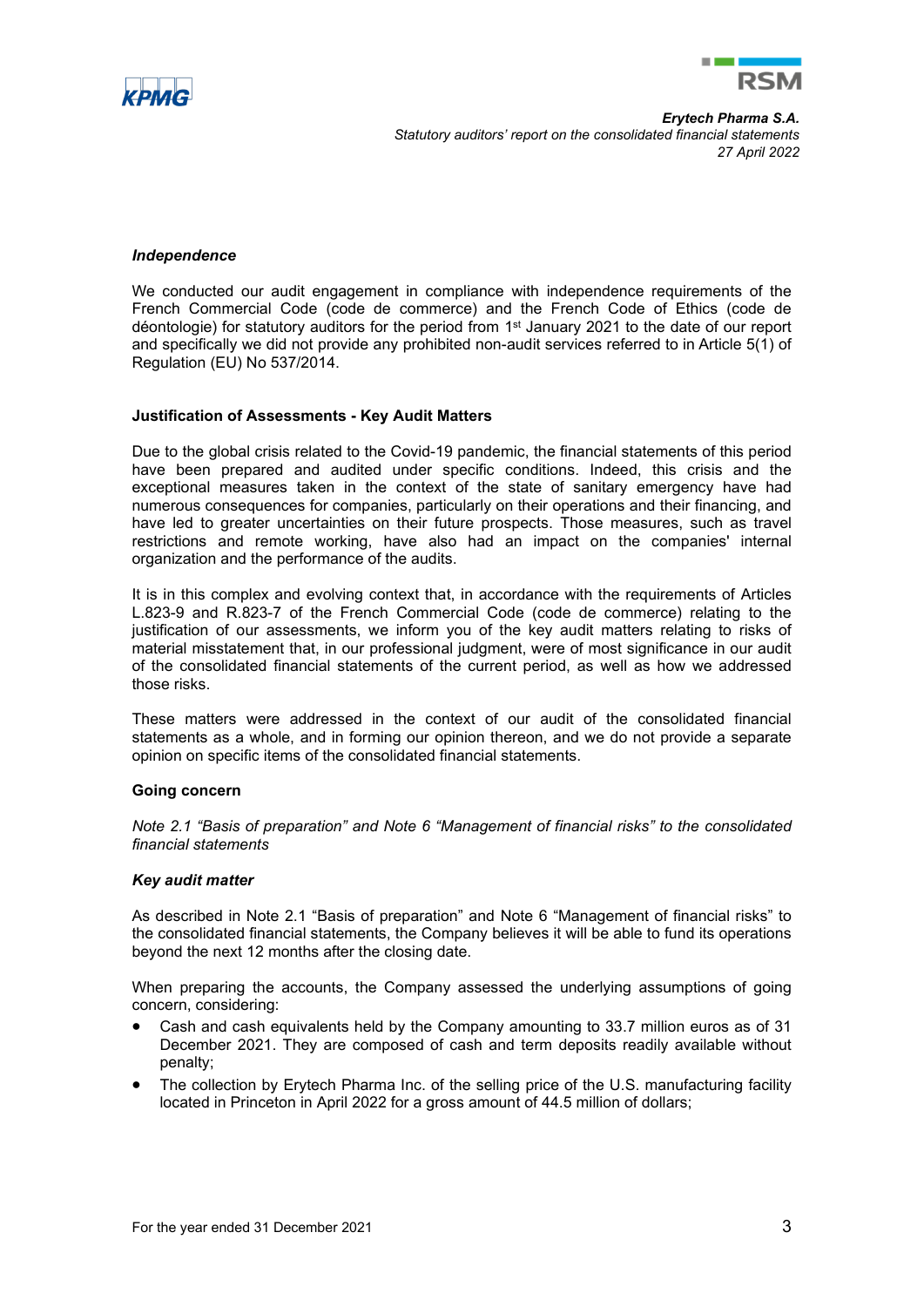### *Independence*

We conducted our audit engagement in compliance with independence requirements of the French Commercial Code (code de commerce) and the French Code of Ethics (code de déontologie) for statutory auditors for the period from 1st January 2021 to the date of our report and specifically we did not provide any prohibited non-audit services referred to in Article 5(1) of Regulation (EU) No 537/2014.

## Justification of Assessments - Key Audit Matters

Due to the global crisis related to the Covid-19 pandemic, the financial statements of this period have been prepared and audited under specific conditions. Indeed, this crisis and the exceptional measures taken in the context of the state of sanitary emergency have had numerous consequences for companies, particularly on their operations and their financing, and have led to greater uncertainties on their future prospects. Those measures, such as travel restrictions and remote working, have also had an impact on the companies' internal organization and the performance of the audits.

It is in this complex and evolving context that, in accordance with the requirements of Articles L.823-9 and R.823-7 of the French Commercial Code (code de commerce) relating to the justification of our assessments, we inform you of the key audit matters relating to risks of material misstatement that, in our professional judgment, were of most significance in our audit of the consolidated financial statements of the current period, as well as how we addressed those risks.

These matters were addressed in the context of our audit of the consolidated financial statements as a whole, and in forming our opinion thereon, and we do not provide a separate opinion on specific items of the consolidated financial statements.

### Going concern

*Note 2.1 "Basis of preparation" and Note 6 "Management of financial risks" to the consolidated financial statements*

#### *Key audit matter*

As described in Note 2.1 "Basis of preparation" and Note 6 "Management of financial risks" to the consolidated financial statements, the Company believes it will be able to fund its operations beyond the next 12 months after the closing date.

When preparing the accounts, the Company assessed the underlying assumptions of going concern, considering:

- Cash and cash equivalents held by the Company amounting to 33.7 million euros as of 31 December 2021. They are composed of cash and term deposits readily available without penalty;
- The collection by Erytech Pharma Inc. of the selling price of the U.S. manufacturing facility located in Princeton in April 2022 for a gross amount of 44.5 million of dollars;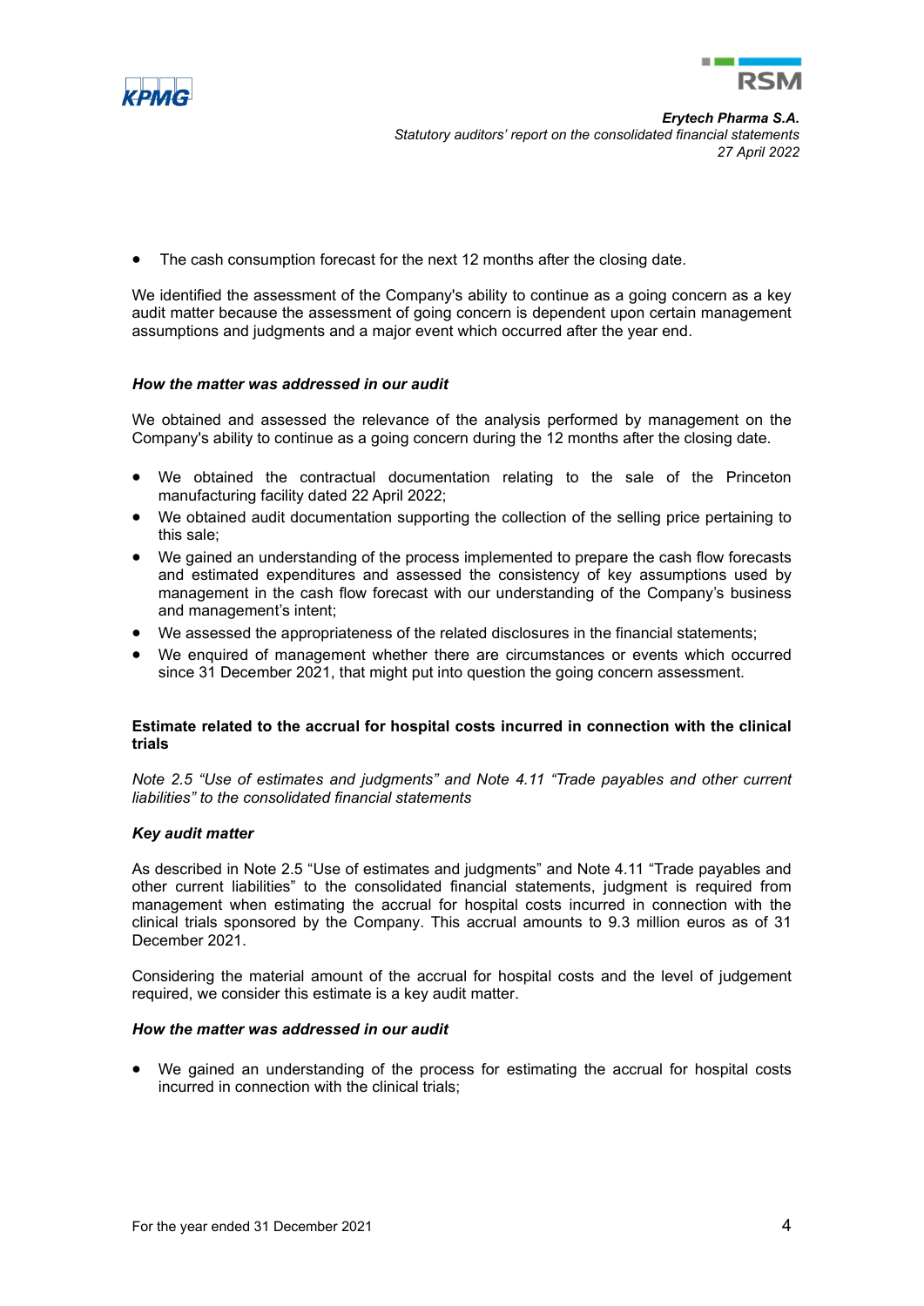- The cash consumption forecast for the next 12 months after the closing date.

We identified the assessment of the Company's ability to continue as a going concern as a key audit matter because the assessment of going concern is dependent upon certain management assumptions and judgments and a major event which occurred after the year end.

***How the matter was addressed in our audit***

We obtained and assessed the relevance of the analysis performed by management on the Company's ability to continue as a going concern during the 12 months after the closing date.

- We obtained the contractual documentation relating to the sale of the Princeton manufacturing facility dated 22 April 2022;
- We obtained audit documentation supporting the collection of the selling price pertaining to this sale;
- We gained an understanding of the process implemented to prepare the cash flow forecasts and estimated expenditures and assessed the consistency of key assumptions used by management in the cash flow forecast with our understanding of the Company's business and management's intent;
- We assessed the appropriateness of the related disclosures in the financial statements;
- We enquired of management whether there are circumstances or events which occurred since 31 December 2021, that might put into question the going concern assessment.

**Estimate related to the accrual for hospital costs incurred in connection with the clinical trials**

*Note 2.5 "Use of estimates and judgments" and Note 4.11 "Trade payables and other current liabilities" to the consolidated financial statements*

***Key audit matter***

As described in Note 2.5 "Use of estimates and judgments" and Note 4.11 "Trade payables and other current liabilities" to the consolidated financial statements, judgment is required from management when estimating the accrual for hospital costs incurred in connection with the clinical trials sponsored by the Company. This accrual amounts to 9.3 million euros as of 31 December 2021.

Considering the material amount of the accrual for hospital costs and the level of judgement required, we consider this estimate is a key audit matter.

***How the matter was addressed in our audit***

- We gained an understanding of the process for estimating the accrual for hospital costs incurred in connection with the clinical trials;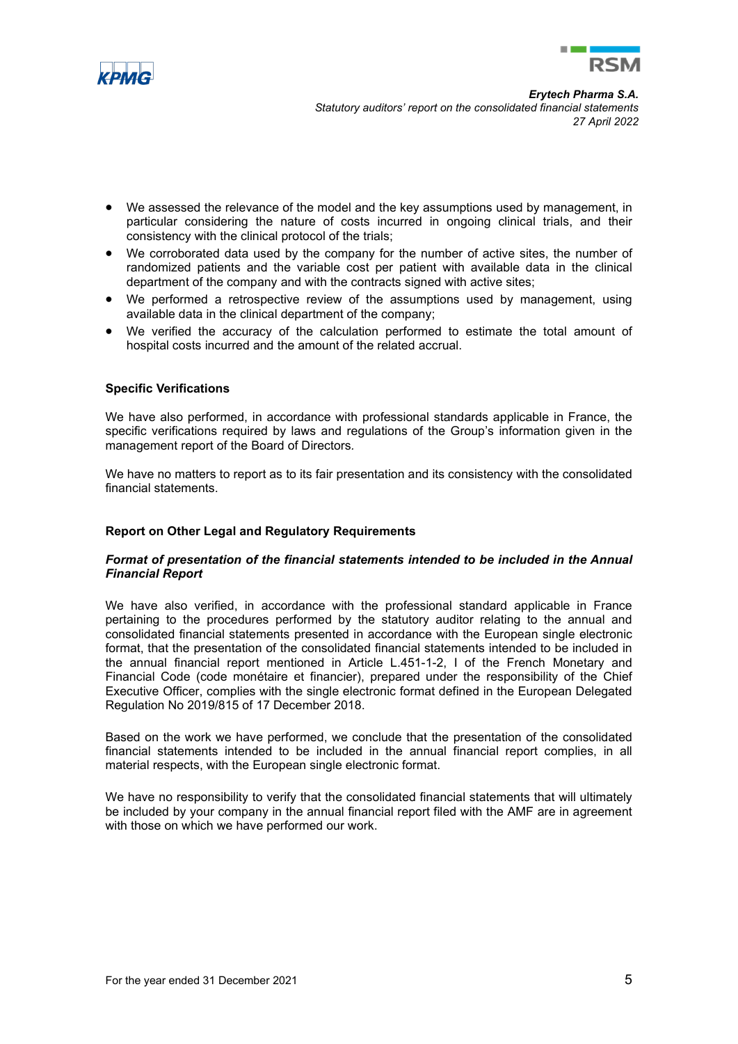- We assessed the relevance of the model and the key assumptions used by management, in particular considering the nature of costs incurred in ongoing clinical trials, and their consistency with the clinical protocol of the trials;
- We corroborated data used by the company for the number of active sites, the number of randomized patients and the variable cost per patient with available data in the clinical department of the company and with the contracts signed with active sites;
- We performed a retrospective review of the assumptions used by management, using available data in the clinical department of the company;
- We verified the accuracy of the calculation performed to estimate the total amount of hospital costs incurred and the amount of the related accrual.

### Specific Verifications

We have also performed, in accordance with professional standards applicable in France, the specific verifications required by laws and regulations of the Group's information given in the management report of the Board of Directors.

We have no matters to report as to its fair presentation and its consistency with the consolidated financial statements.

### Report on Other Legal and Regulatory Requirements

#### *Format of presentation of the financial statements intended to be included in the Annual Financial Report*

We have also verified, in accordance with the professional standard applicable in France pertaining to the procedures performed by the statutory auditor relating to the annual and consolidated financial statements presented in accordance with the European single electronic format, that the presentation of the consolidated financial statements intended to be included in the annual financial report mentioned in Article L.451-1-2, I of the French Monetary and Financial Code (code monétaire et financier), prepared under the responsibility of the Chief Executive Officer, complies with the single electronic format defined in the European Delegated Regulation No 2019/815 of 17 December 2018.

Based on the work we have performed, we conclude that the presentation of the consolidated financial statements intended to be included in the annual financial report complies, in all material respects, with the European single electronic format.

We have no responsibility to verify that the consolidated financial statements that will ultimately be included by your company in the annual financial report filed with the AMF are in agreement with those on which we have performed our work.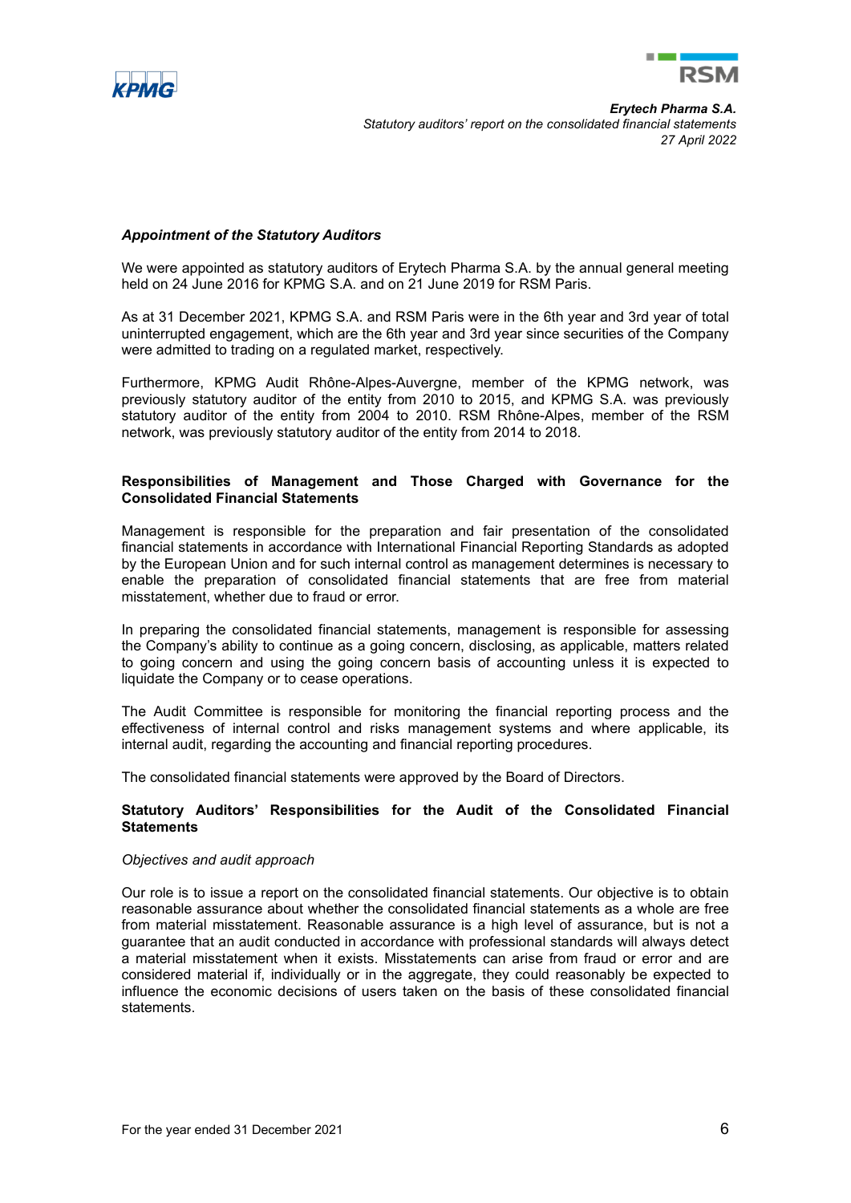### *Appointment of the Statutory Auditors*

We were appointed as statutory auditors of Erytech Pharma S.A. by the annual general meeting held on 24 June 2016 for KPMG S.A. and on 21 June 2019 for RSM Paris.

As at 31 December 2021, KPMG S.A. and RSM Paris were in the 6th year and 3rd year of total uninterrupted engagement, which are the 6th year and 3rd year since securities of the Company were admitted to trading on a regulated market, respectively.

Furthermore, KPMG Audit Rhône-Alpes-Auvergne, member of the KPMG network, was previously statutory auditor of the entity from 2010 to 2015, and KPMG S.A. was previously statutory auditor of the entity from 2004 to 2010. RSM Rhône-Alpes, member of the RSM network, was previously statutory auditor of the entity from 2014 to 2018.

## Responsibilities of Management and Those Charged with Governance for the Consolidated Financial Statements

Management is responsible for the preparation and fair presentation of the consolidated financial statements in accordance with International Financial Reporting Standards as adopted by the European Union and for such internal control as management determines is necessary to enable the preparation of consolidated financial statements that are free from material misstatement, whether due to fraud or error.

In preparing the consolidated financial statements, management is responsible for assessing the Company's ability to continue as a going concern, disclosing, as applicable, matters related to going concern and using the going concern basis of accounting unless it is expected to liquidate the Company or to cease operations.

The Audit Committee is responsible for monitoring the financial reporting process and the effectiveness of internal control and risks management systems and where applicable, its internal audit, regarding the accounting and financial reporting procedures.

The consolidated financial statements were approved by the Board of Directors.

## Statutory Auditors' Responsibilities for the Audit of the Consolidated Financial Statements

*Objectives and audit approach*

Our role is to issue a report on the consolidated financial statements. Our objective is to obtain reasonable assurance about whether the consolidated financial statements as a whole are free from material misstatement. Reasonable assurance is a high level of assurance, but is not a guarantee that an audit conducted in accordance with professional standards will always detect a material misstatement when it exists. Misstatements can arise from fraud or error and are considered material if, individually or in the aggregate, they could reasonably be expected to influence the economic decisions of users taken on the basis of these consolidated financial statements.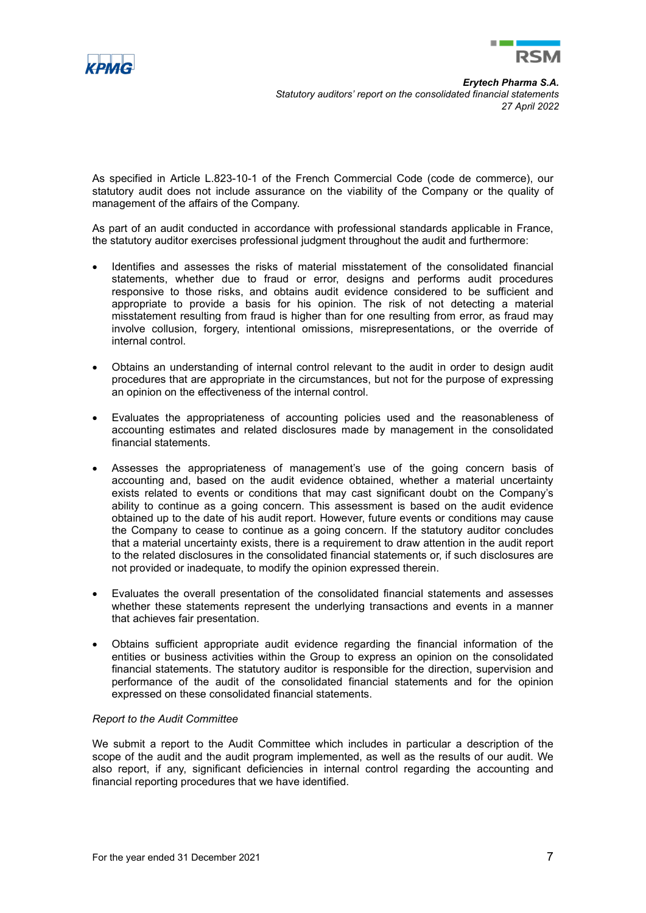As specified in Article L.823-10-1 of the French Commercial Code (code de commerce), our statutory audit does not include assurance on the viability of the Company or the quality of management of the affairs of the Company.

As part of an audit conducted in accordance with professional standards applicable in France, the statutory auditor exercises professional judgment throughout the audit and furthermore:

- Identifies and assesses the risks of material misstatement of the consolidated financial statements, whether due to fraud or error, designs and performs audit procedures responsive to those risks, and obtains audit evidence considered to be sufficient and appropriate to provide a basis for his opinion. The risk of not detecting a material misstatement resulting from fraud is higher than for one resulting from error, as fraud may involve collusion, forgery, intentional omissions, misrepresentations, or the override of internal control.

- Obtains an understanding of internal control relevant to the audit in order to design audit procedures that are appropriate in the circumstances, but not for the purpose of expressing an opinion on the effectiveness of the internal control.

- Evaluates the appropriateness of accounting policies used and the reasonableness of accounting estimates and related disclosures made by management in the consolidated financial statements.

- Assesses the appropriateness of management's use of the going concern basis of accounting and, based on the audit evidence obtained, whether a material uncertainty exists related to events or conditions that may cast significant doubt on the Company's ability to continue as a going concern. This assessment is based on the audit evidence obtained up to the date of his audit report. However, future events or conditions may cause the Company to cease to continue as a going concern. If the statutory auditor concludes that a material uncertainty exists, there is a requirement to draw attention in the audit report to the related disclosures in the consolidated financial statements or, if such disclosures are not provided or inadequate, to modify the opinion expressed therein.

- Evaluates the overall presentation of the consolidated financial statements and assesses whether these statements represent the underlying transactions and events in a manner that achieves fair presentation.

- Obtains sufficient appropriate audit evidence regarding the financial information of the entities or business activities within the Group to express an opinion on the consolidated financial statements. The statutory auditor is responsible for the direction, supervision and performance of the audit of the consolidated financial statements and for the opinion expressed on these consolidated financial statements.

*Report to the Audit Committee*

We submit a report to the Audit Committee which includes in particular a description of the scope of the audit and the audit program implemented, as well as the results of our audit. We also report, if any, significant deficiencies in internal control regarding the accounting and financial reporting procedures that we have identified.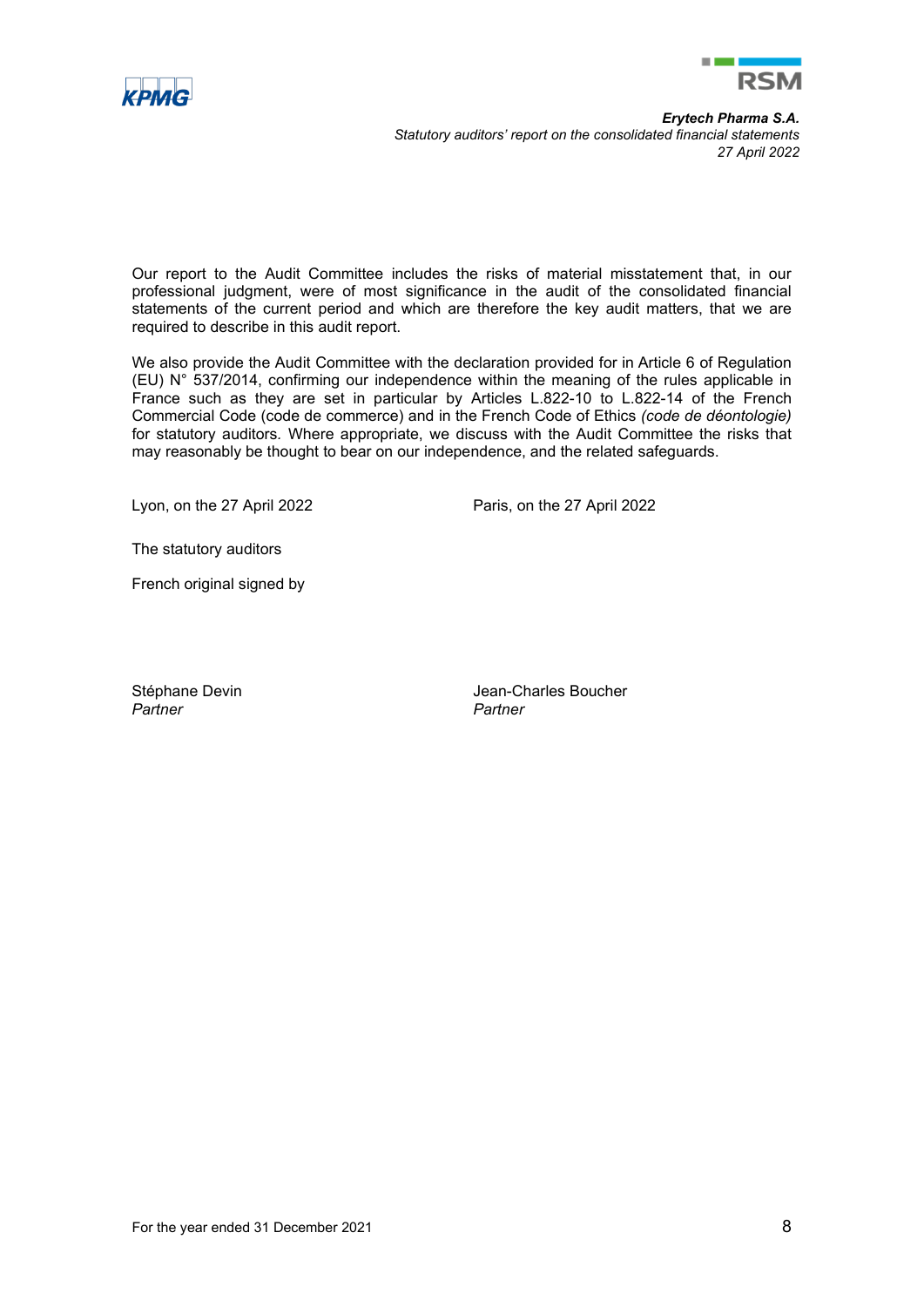Our report to the Audit Committee includes the risks of material misstatement that, in our professional judgment, were of most significance in the audit of the consolidated financial statements of the current period and which are therefore the key audit matters, that we are required to describe in this audit report.

We also provide the Audit Committee with the declaration provided for in Article 6 of Regulation (EU) N° 537/2014, confirming our independence within the meaning of the rules applicable in France such as they are set in particular by Articles L.822-10 to L.822-14 of the French Commercial Code (code de commerce) and in the French Code of Ethics *(code de déontologie)* for statutory auditors. Where appropriate, we discuss with the Audit Committee the risks that may reasonably be thought to bear on our independence, and the related safeguards.

Lyon, on the 27 April 2022

Paris, on the 27 April 2022

The statutory auditors

French original signed by

Stéphane Devin
*Partner*

Jean-Charles Boucher
*Partner*